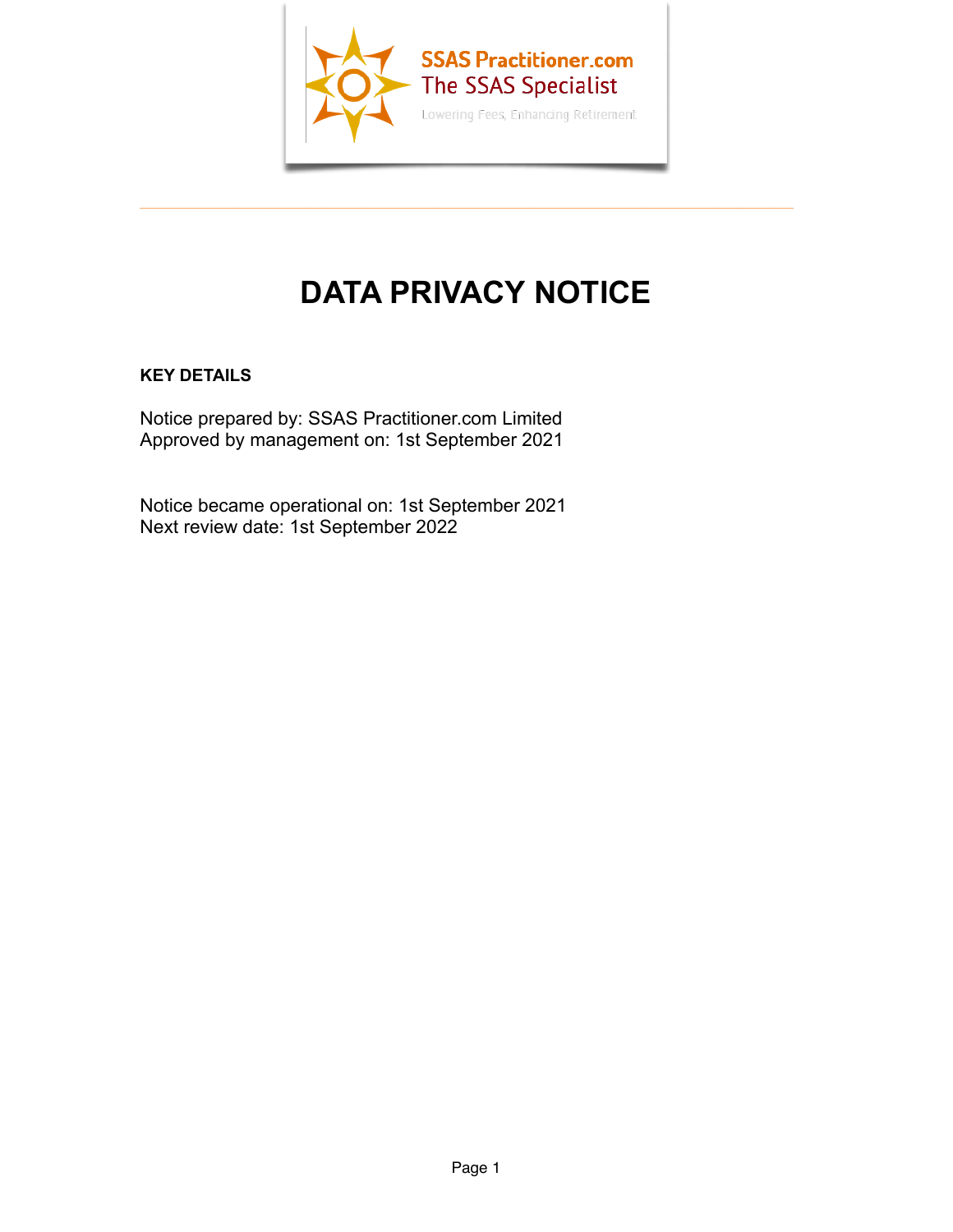SSAS Practitioner.com
The SSAS Specialist
Lowering Fees, Enhancing Retirement

# DATA PRIVACY NOTICE

**KEY DETAILS**

Notice prepared by: SSAS Practitioner.com Limited
Approved by management on: 1st September 2021

Notice became operational on: 1st September 2021
Next review date: 1st September 2022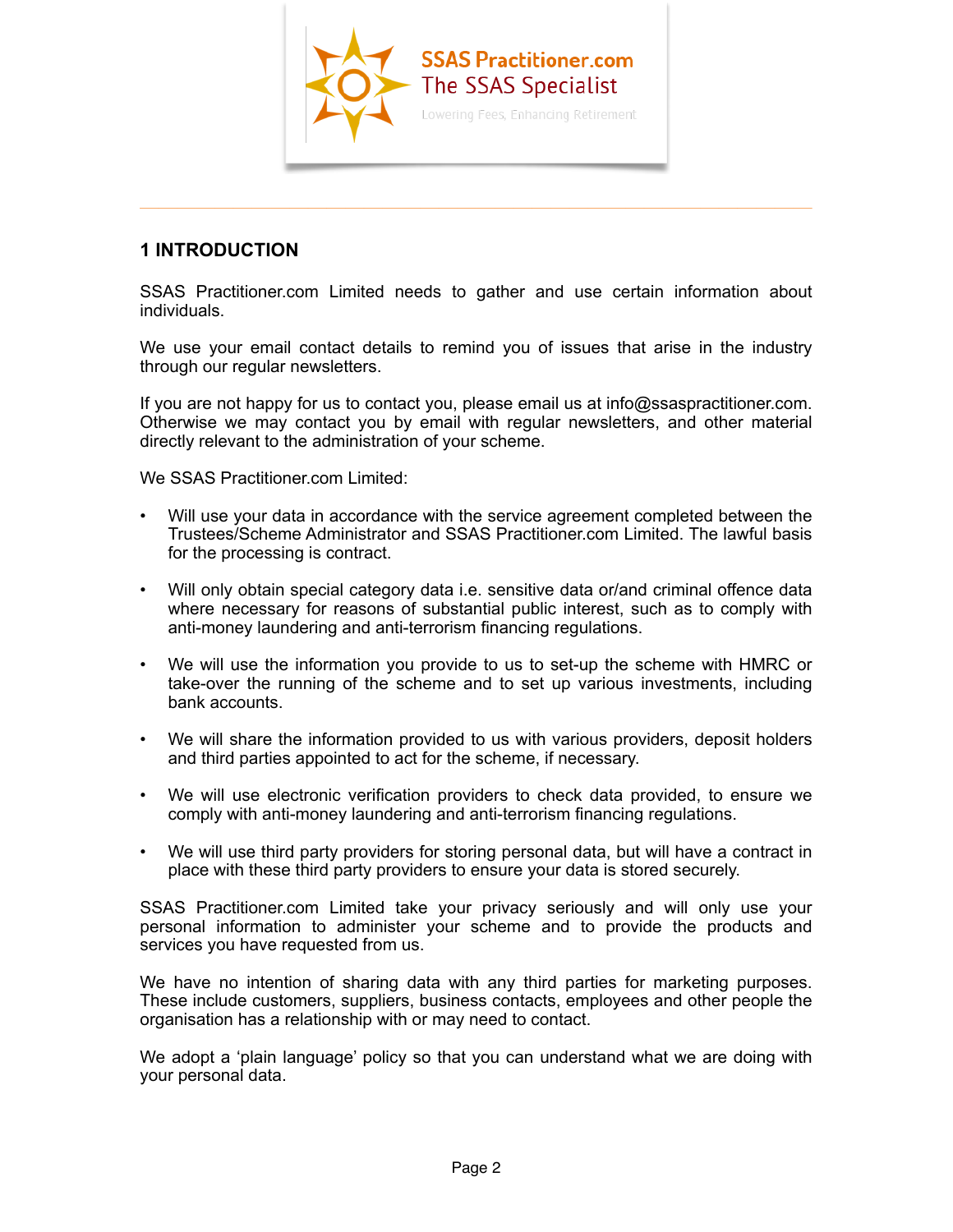## 1 INTRODUCTION

SSAS Practitioner.com Limited needs to gather and use certain information about individuals.

We use your email contact details to remind you of issues that arise in the industry through our regular newsletters.

If you are not happy for us to contact you, please email us at info@ssaspractitioner.com. Otherwise we may contact you by email with regular newsletters, and other material directly relevant to the administration of your scheme.

We SSAS Practitioner.com Limited:

- Will use your data in accordance with the service agreement completed between the Trustees/Scheme Administrator and SSAS Practitioner.com Limited. The lawful basis for the processing is contract.

- Will only obtain special category data i.e. sensitive data or/and criminal offence data where necessary for reasons of substantial public interest, such as to comply with anti-money laundering and anti-terrorism financing regulations.

- We will use the information you provide to us to set-up the scheme with HMRC or take-over the running of the scheme and to set up various investments, including bank accounts.

- We will share the information provided to us with various providers, deposit holders and third parties appointed to act for the scheme, if necessary.

- We will use electronic verification providers to check data provided, to ensure we comply with anti-money laundering and anti-terrorism financing regulations.

- We will use third party providers for storing personal data, but will have a contract in place with these third party providers to ensure your data is stored securely.

SSAS Practitioner.com Limited take your privacy seriously and will only use your personal information to administer your scheme and to provide the products and services you have requested from us.

We have no intention of sharing data with any third parties for marketing purposes. These include customers, suppliers, business contacts, employees and other people the organisation has a relationship with or may need to contact.

We adopt a 'plain language' policy so that you can understand what we are doing with your personal data.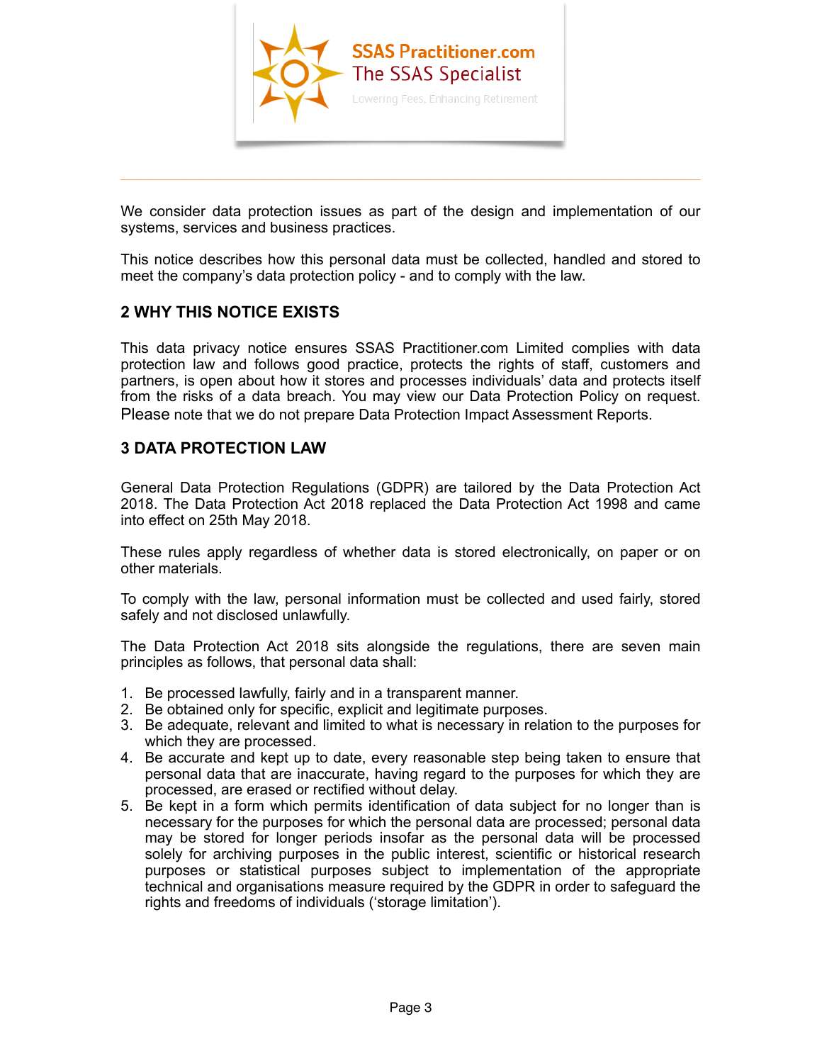We consider data protection issues as part of the design and implementation of our systems, services and business practices.

This notice describes how this personal data must be collected, handled and stored to meet the company's data protection policy - and to comply with the law.

## 2 WHY THIS NOTICE EXISTS

This data privacy notice ensures SSAS Practitioner.com Limited complies with data protection law and follows good practice, protects the rights of staff, customers and partners, is open about how it stores and processes individuals' data and protects itself from the risks of a data breach. You may view our Data Protection Policy on request. Please note that we do not prepare Data Protection Impact Assessment Reports.

## 3 DATA PROTECTION LAW

General Data Protection Regulations (GDPR) are tailored by the Data Protection Act 2018. The Data Protection Act 2018 replaced the Data Protection Act 1998 and came into effect on 25th May 2018.

These rules apply regardless of whether data is stored electronically, on paper or on other materials.

To comply with the law, personal information must be collected and used fairly, stored safely and not disclosed unlawfully.

The Data Protection Act 2018 sits alongside the regulations, there are seven main principles as follows, that personal data shall:

1. Be processed lawfully, fairly and in a transparent manner.
2. Be obtained only for specific, explicit and legitimate purposes.
3. Be adequate, relevant and limited to what is necessary in relation to the purposes for which they are processed.
4. Be accurate and kept up to date, every reasonable step being taken to ensure that personal data that are inaccurate, having regard to the purposes for which they are processed, are erased or rectified without delay.
5. Be kept in a form which permits identification of data subject for no longer than is necessary for the purposes for which the personal data are processed; personal data may be stored for longer periods insofar as the personal data will be processed solely for archiving purposes in the public interest, scientific or historical research purposes or statistical purposes subject to implementation of the appropriate technical and organisations measure required by the GDPR in order to safeguard the rights and freedoms of individuals ('storage limitation').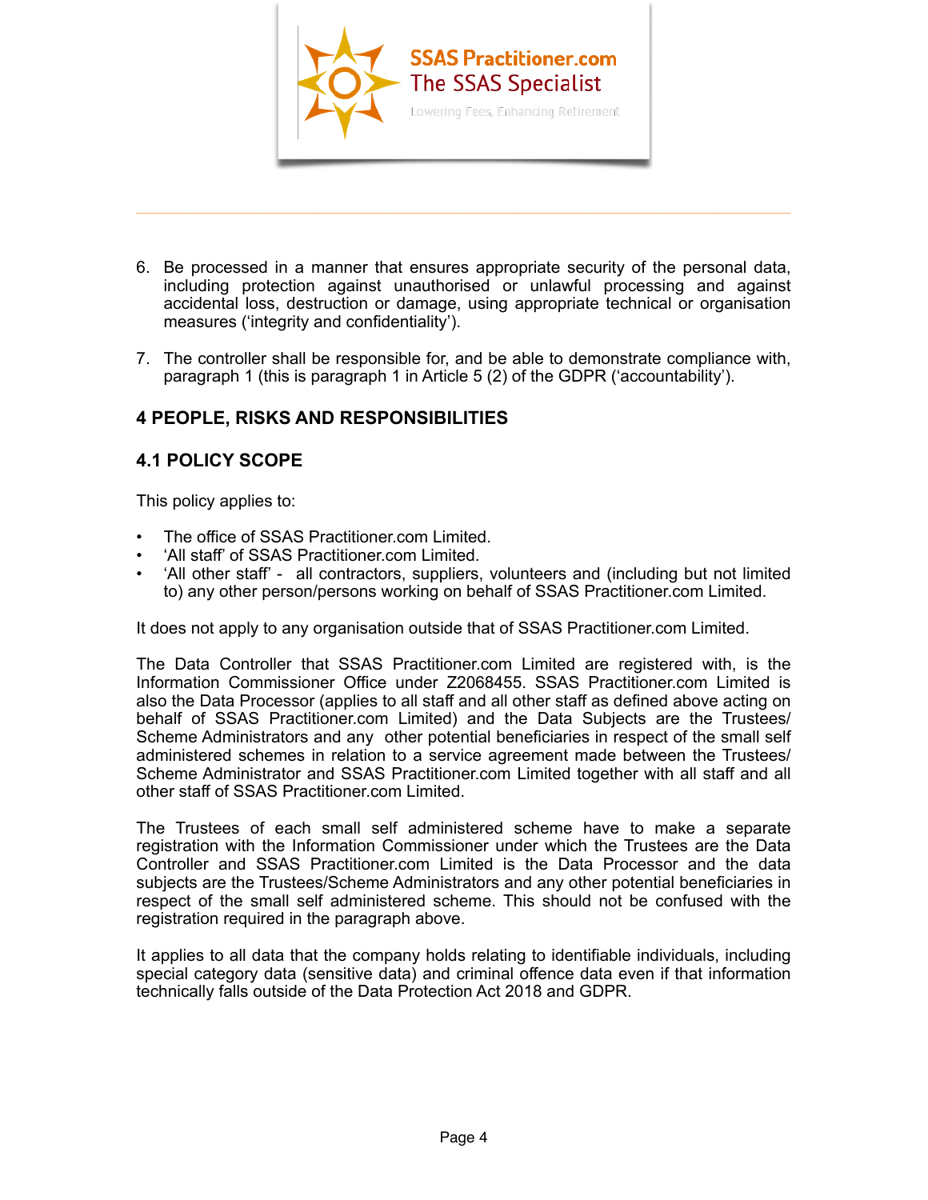6. Be processed in a manner that ensures appropriate security of the personal data, including protection against unauthorised or unlawful processing and against accidental loss, destruction or damage, using appropriate technical or organisation measures ('integrity and confidentiality').

7. The controller shall be responsible for, and be able to demonstrate compliance with, paragraph 1 (this is paragraph 1 in Article 5 (2) of the GDPR ('accountability').

## 4 PEOPLE, RISKS AND RESPONSIBILITIES

### 4.1 POLICY SCOPE

This policy applies to:

- The office of SSAS Practitioner.com Limited.
- 'All staff' of SSAS Practitioner.com Limited.
- 'All other staff' - all contractors, suppliers, volunteers and (including but not limited to) any other person/persons working on behalf of SSAS Practitioner.com Limited.

It does not apply to any organisation outside that of SSAS Practitioner.com Limited.

The Data Controller that SSAS Practitioner.com Limited are registered with, is the Information Commissioner Office under Z2068455. SSAS Practitioner.com Limited is also the Data Processor (applies to all staff and all other staff as defined above acting on behalf of SSAS Practitioner.com Limited) and the Data Subjects are the Trustees/ Scheme Administrators and any other potential beneficiaries in respect of the small self administered schemes in relation to a service agreement made between the Trustees/ Scheme Administrator and SSAS Practitioner.com Limited together with all staff and all other staff of SSAS Practitioner.com Limited.

The Trustees of each small self administered scheme have to make a separate registration with the Information Commissioner under which the Trustees are the Data Controller and SSAS Practitioner.com Limited is the Data Processor and the data subjects are the Trustees/Scheme Administrators and any other potential beneficiaries in respect of the small self administered scheme. This should not be confused with the registration required in the paragraph above.

It applies to all data that the company holds relating to identifiable individuals, including special category data (sensitive data) and criminal offence data even if that information technically falls outside of the Data Protection Act 2018 and GDPR.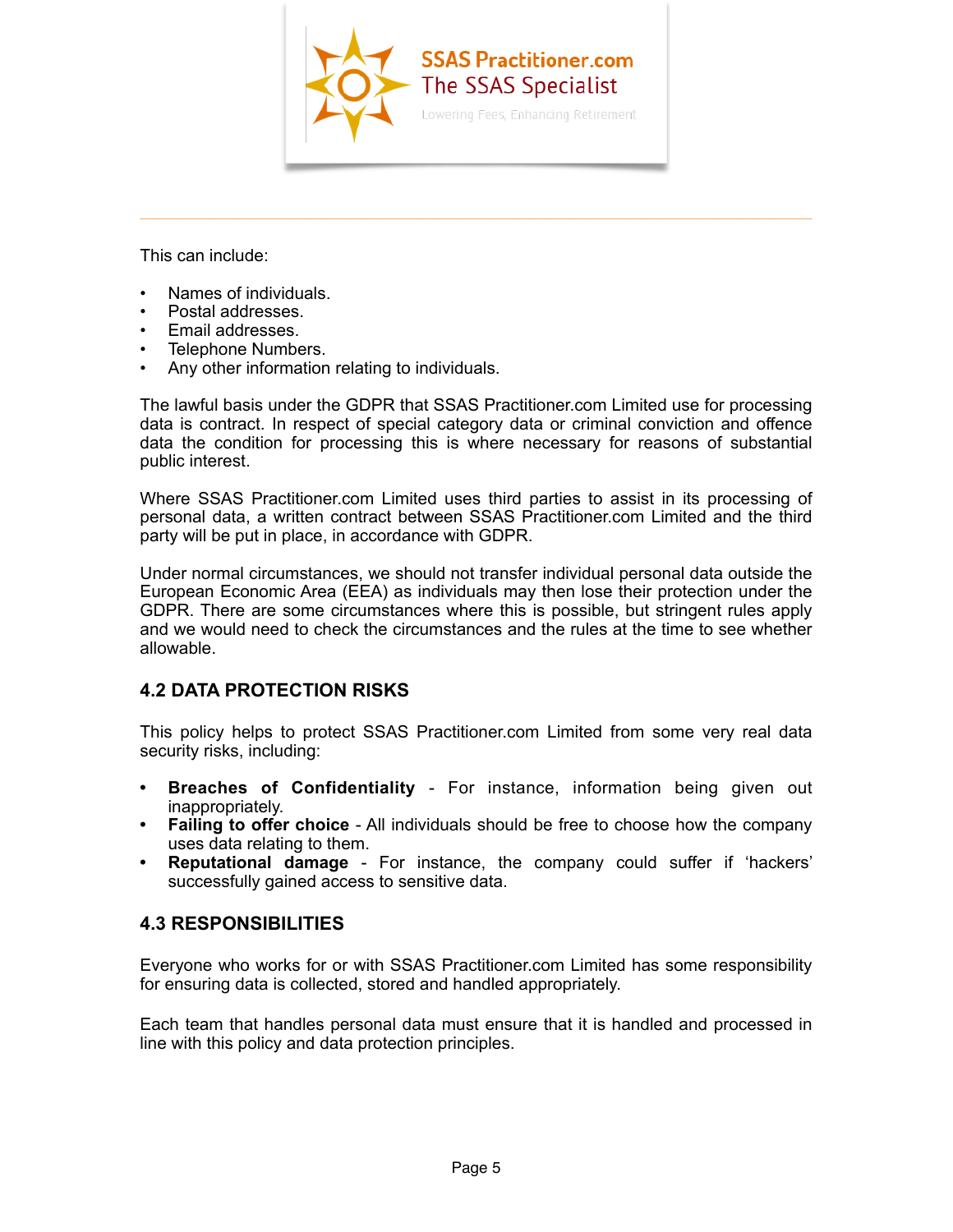This can include:

- Names of individuals.
- Postal addresses.
- Email addresses.
- Telephone Numbers.
- Any other information relating to individuals.

The lawful basis under the GDPR that SSAS Practitioner.com Limited use for processing data is contract. In respect of special category data or criminal conviction and offence data the condition for processing this is where necessary for reasons of substantial public interest.

Where SSAS Practitioner.com Limited uses third parties to assist in its processing of personal data, a written contract between SSAS Practitioner.com Limited and the third party will be put in place, in accordance with GDPR.

Under normal circumstances, we should not transfer individual personal data outside the European Economic Area (EEA) as individuals may then lose their protection under the GDPR. There are some circumstances where this is possible, but stringent rules apply and we would need to check the circumstances and the rules at the time to see whether allowable.

## 4.2 DATA PROTECTION RISKS

This policy helps to protect SSAS Practitioner.com Limited from some very real data security risks, including:

- **Breaches of Confidentiality** - For instance, information being given out inappropriately.
- **Failing to offer choice** - All individuals should be free to choose how the company uses data relating to them.
- **Reputational damage** - For instance, the company could suffer if 'hackers' successfully gained access to sensitive data.

## 4.3 RESPONSIBILITIES

Everyone who works for or with SSAS Practitioner.com Limited has some responsibility for ensuring data is collected, stored and handled appropriately.

Each team that handles personal data must ensure that it is handled and processed in line with this policy and data protection principles.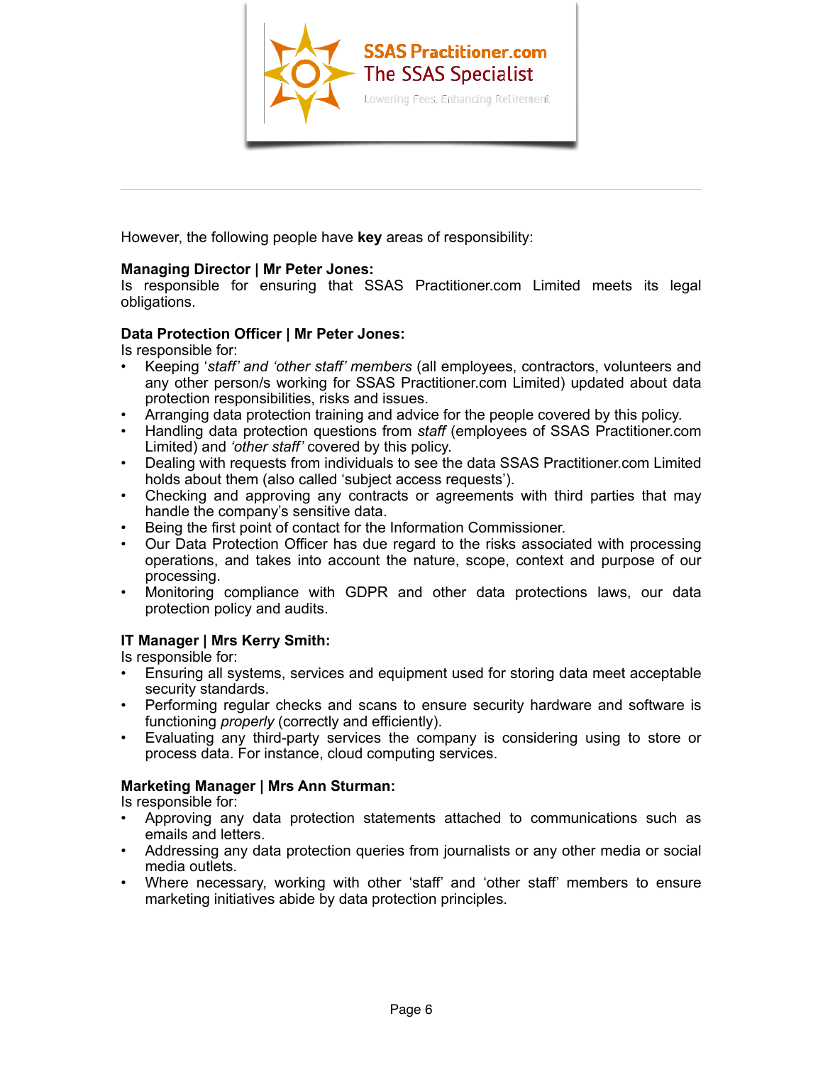However, the following people have **key** areas of responsibility:

**Managing Director | Mr Peter Jones:**
Is responsible for ensuring that SSAS Practitioner.com Limited meets its legal obligations.

**Data Protection Officer | Mr Peter Jones:**
Is responsible for:

- Keeping '*staff' and 'other staff' members* (all employees, contractors, volunteers and any other person/s working for SSAS Practitioner.com Limited) updated about data protection responsibilities, risks and issues.
- Arranging data protection training and advice for the people covered by this policy.
- Handling data protection questions from *staff* (employees of SSAS Practitioner.com Limited) and *'other staff'* covered by this policy.
- Dealing with requests from individuals to see the data SSAS Practitioner.com Limited holds about them (also called 'subject access requests').
- Checking and approving any contracts or agreements with third parties that may handle the company's sensitive data.
- Being the first point of contact for the Information Commissioner.
- Our Data Protection Officer has due regard to the risks associated with processing operations, and takes into account the nature, scope, context and purpose of our processing.
- Monitoring compliance with GDPR and other data protections laws, our data protection policy and audits.

**IT Manager | Mrs Kerry Smith:**
Is responsible for:

- Ensuring all systems, services and equipment used for storing data meet acceptable security standards.
- Performing regular checks and scans to ensure security hardware and software is functioning *properly* (correctly and efficiently).
- Evaluating any third-party services the company is considering using to store or process data. For instance, cloud computing services.

**Marketing Manager | Mrs Ann Sturman:**
Is responsible for:

- Approving any data protection statements attached to communications such as emails and letters.
- Addressing any data protection queries from journalists or any other media or social media outlets.
- Where necessary, working with other 'staff' and 'other staff' members to ensure marketing initiatives abide by data protection principles.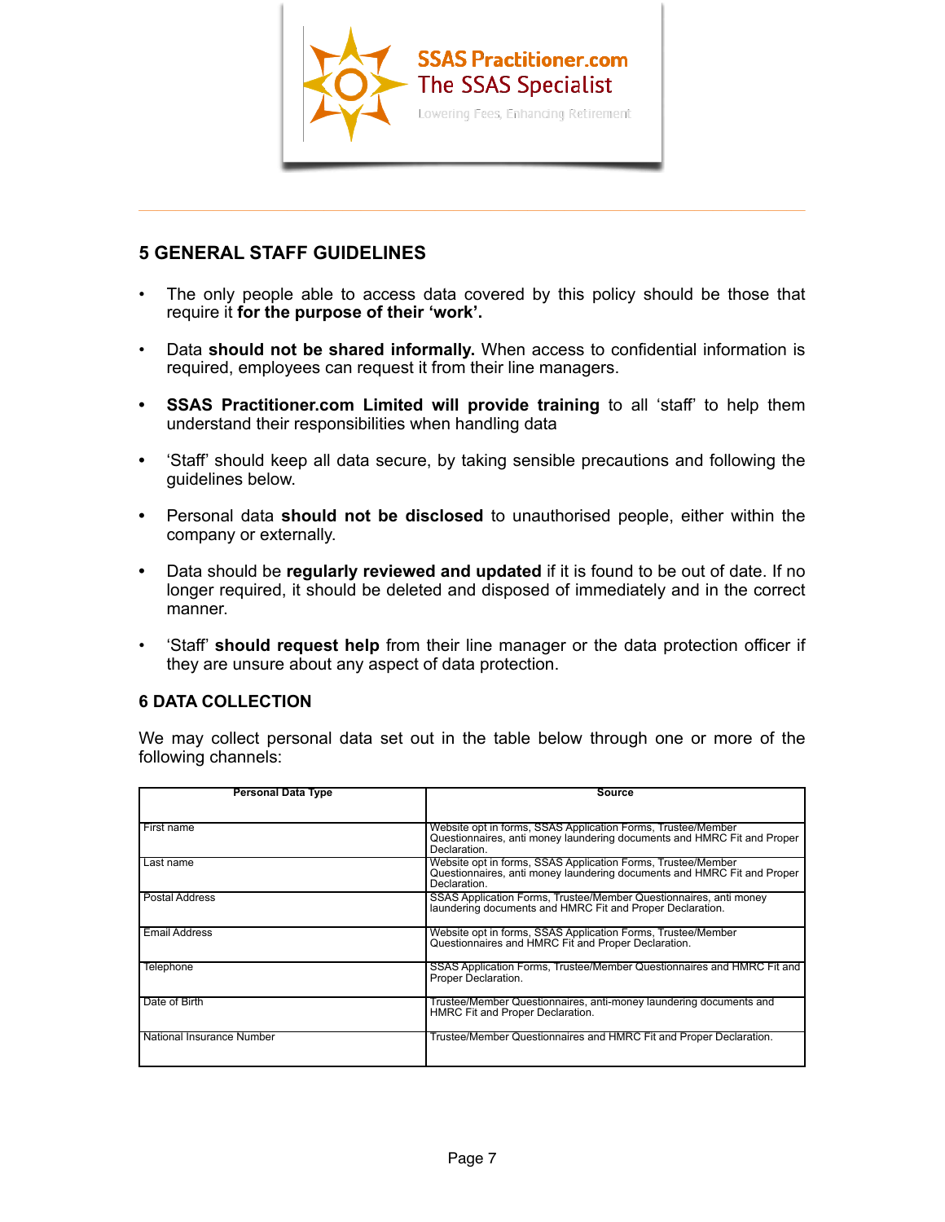## 5 GENERAL STAFF GUIDELINES

- The only people able to access data covered by this policy should be those that require it **for the purpose of their 'work'.**
- Data **should not be shared informally.** When access to confidential information is required, employees can request it from their line managers.
- **SSAS Practitioner.com Limited will provide training** to all 'staff' to help them understand their responsibilities when handling data
- 'Staff' should keep all data secure, by taking sensible precautions and following the guidelines below.
- Personal data **should not be disclosed** to unauthorised people, either within the company or externally.
- Data should be **regularly reviewed and updated** if it is found to be out of date. If no longer required, it should be deleted and disposed of immediately and in the correct manner.
- 'Staff' **should request help** from their line manager or the data protection officer if they are unsure about any aspect of data protection.

## 6 DATA COLLECTION

We may collect personal data set out in the table below through one or more of the following channels:

| Personal Data Type | Source |
|---|---|
| First name | Website opt in forms, SSAS Application Forms, Trustee/Member Questionnaires, anti money laundering documents and HMRC Fit and Proper Declaration. |
| Last name | Website opt in forms, SSAS Application Forms, Trustee/Member Questionnaires, anti money laundering documents and HMRC Fit and Proper Declaration. |
| Postal Address | SSAS Application Forms, Trustee/Member Questionnaires, anti money laundering documents and HMRC Fit and Proper Declaration. |
| Email Address | Website opt in forms, SSAS Application Forms, Trustee/Member Questionnaires and HMRC Fit and Proper Declaration. |
| Telephone | SSAS Application Forms, Trustee/Member Questionnaires and HMRC Fit and Proper Declaration. |
| Date of Birth | Trustee/Member Questionnaires, anti-money laundering documents and HMRC Fit and Proper Declaration. |
| National Insurance Number | Trustee/Member Questionnaires and HMRC Fit and Proper Declaration. |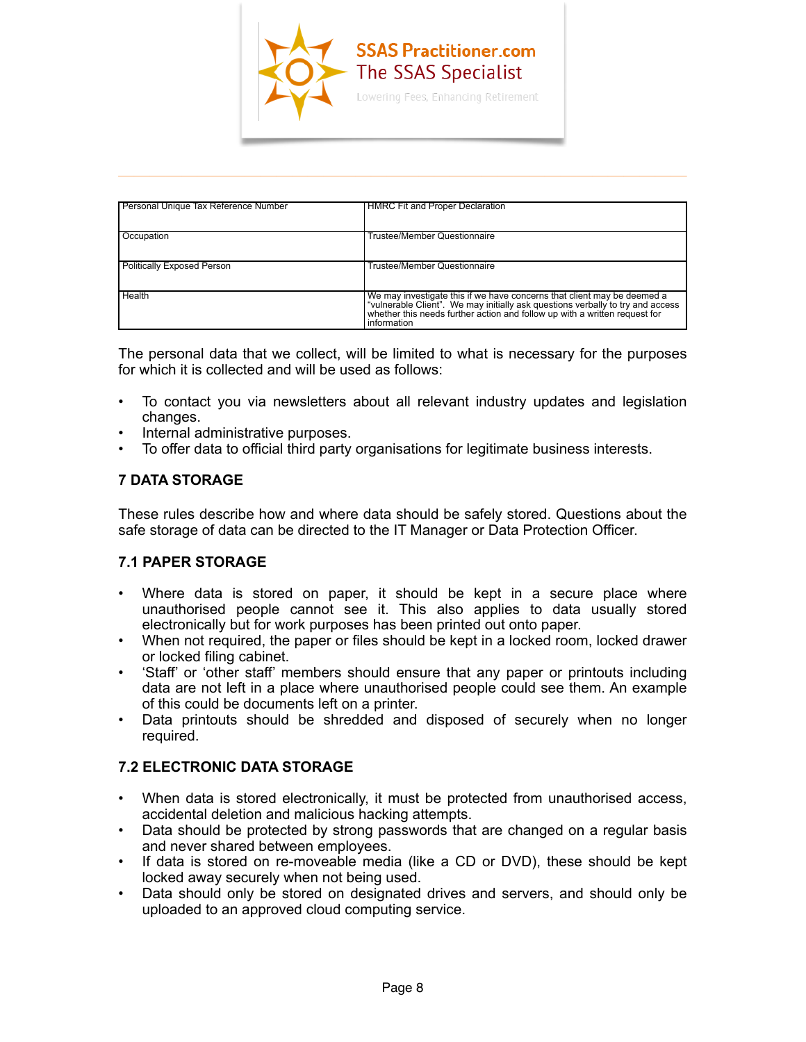| Personal Unique Tax Reference Number | HMRC Fit and Proper Declaration |
|---|---|
| Occupation | Trustee/Member Questionnaire |
| Politically Exposed Person | Trustee/Member Questionnaire |
| Health | We may investigate this if we have concerns that client may be deemed a "vulnerable Client". We may initially ask questions verbally to try and access whether this needs further action and follow up with a written request for information |

The personal data that we collect, will be limited to what is necessary for the purposes for which it is collected and will be used as follows:

- To contact you via newsletters about all relevant industry updates and legislation changes.
- Internal administrative purposes.
- To offer data to official third party organisations for legitimate business interests.

## 7 DATA STORAGE

These rules describe how and where data should be safely stored. Questions about the safe storage of data can be directed to the IT Manager or Data Protection Officer.

### 7.1 PAPER STORAGE

- Where data is stored on paper, it should be kept in a secure place where unauthorised people cannot see it. This also applies to data usually stored electronically but for work purposes has been printed out onto paper.
- When not required, the paper or files should be kept in a locked room, locked drawer or locked filing cabinet.
- 'Staff' or 'other staff' members should ensure that any paper or printouts including data are not left in a place where unauthorised people could see them. An example of this could be documents left on a printer.
- Data printouts should be shredded and disposed of securely when no longer required.

### 7.2 ELECTRONIC DATA STORAGE

- When data is stored electronically, it must be protected from unauthorised access, accidental deletion and malicious hacking attempts.
- Data should be protected by strong passwords that are changed on a regular basis and never shared between employees.
- If data is stored on re-moveable media (like a CD or DVD), these should be kept locked away securely when not being used.
- Data should only be stored on designated drives and servers, and should only be uploaded to an approved cloud computing service.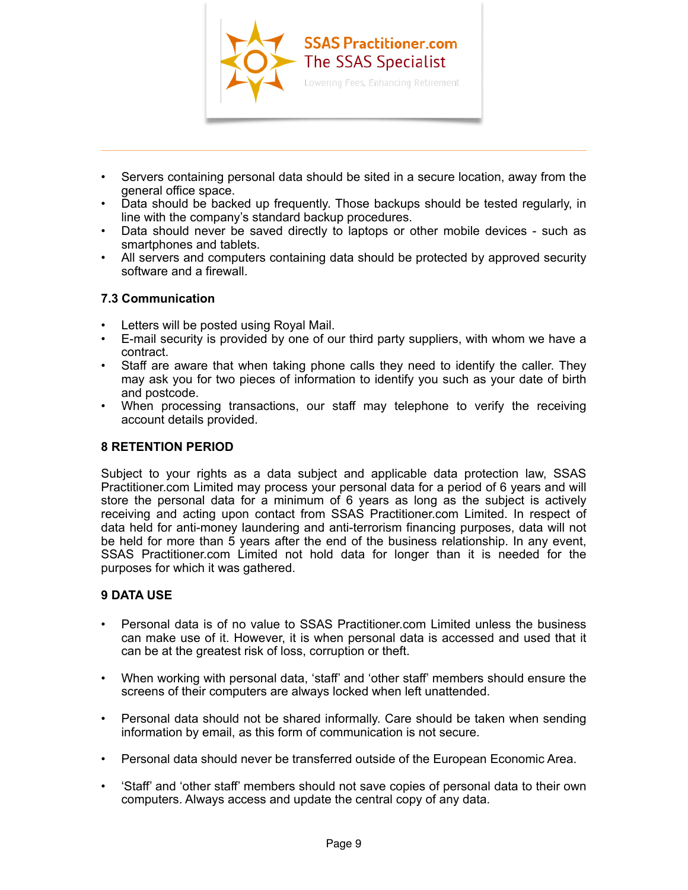- Servers containing personal data should be sited in a secure location, away from the general office space.
- Data should be backed up frequently. Those backups should be tested regularly, in line with the company's standard backup procedures.
- Data should never be saved directly to laptops or other mobile devices - such as smartphones and tablets.
- All servers and computers containing data should be protected by approved security software and a firewall.

### 7.3 Communication

- Letters will be posted using Royal Mail.
- E-mail security is provided by one of our third party suppliers, with whom we have a contract.
- Staff are aware that when taking phone calls they need to identify the caller. They may ask you for two pieces of information to identify you such as your date of birth and postcode.
- When processing transactions, our staff may telephone to verify the receiving account details provided.

## 8 RETENTION PERIOD

Subject to your rights as a data subject and applicable data protection law, SSAS Practitioner.com Limited may process your personal data for a period of 6 years and will store the personal data for a minimum of 6 years as long as the subject is actively receiving and acting upon contact from SSAS Practitioner.com Limited. In respect of data held for anti-money laundering and anti-terrorism financing purposes, data will not be held for more than 5 years after the end of the business relationship. In any event, SSAS Practitioner.com Limited not hold data for longer than it is needed for the purposes for which it was gathered.

## 9 DATA USE

- Personal data is of no value to SSAS Practitioner.com Limited unless the business can make use of it. However, it is when personal data is accessed and used that it can be at the greatest risk of loss, corruption or theft.

- When working with personal data, 'staff' and 'other staff' members should ensure the screens of their computers are always locked when left unattended.

- Personal data should not be shared informally. Care should be taken when sending information by email, as this form of communication is not secure.

- Personal data should never be transferred outside of the European Economic Area.

- 'Staff' and 'other staff' members should not save copies of personal data to their own computers. Always access and update the central copy of any data.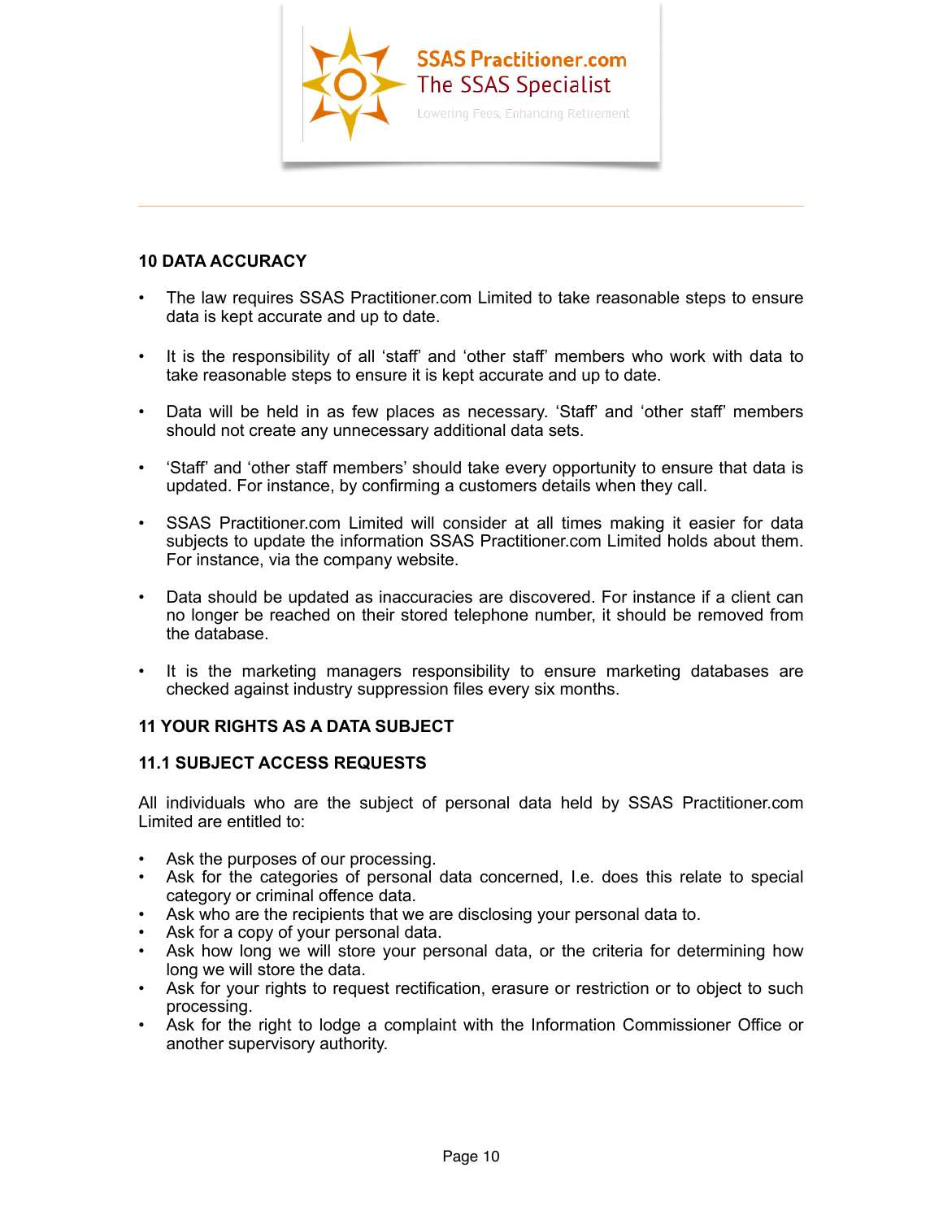## 10 DATA ACCURACY

- The law requires SSAS Practitioner.com Limited to take reasonable steps to ensure data is kept accurate and up to date.

- It is the responsibility of all 'staff' and 'other staff' members who work with data to take reasonable steps to ensure it is kept accurate and up to date.

- Data will be held in as few places as necessary. 'Staff' and 'other staff' members should not create any unnecessary additional data sets.

- 'Staff' and 'other staff members' should take every opportunity to ensure that data is updated. For instance, by confirming a customers details when they call.

- SSAS Practitioner.com Limited will consider at all times making it easier for data subjects to update the information SSAS Practitioner.com Limited holds about them. For instance, via the company website.

- Data should be updated as inaccuracies are discovered. For instance if a client can no longer be reached on their stored telephone number, it should be removed from the database.

- It is the marketing managers responsibility to ensure marketing databases are checked against industry suppression files every six months.

## 11 YOUR RIGHTS AS A DATA SUBJECT

### 11.1 SUBJECT ACCESS REQUESTS

All individuals who are the subject of personal data held by SSAS Practitioner.com Limited are entitled to:

- Ask the purposes of our processing.
- Ask for the categories of personal data concerned, I.e. does this relate to special category or criminal offence data.
- Ask who are the recipients that we are disclosing your personal data to.
- Ask for a copy of your personal data.
- Ask how long we will store your personal data, or the criteria for determining how long we will store the data.
- Ask for your rights to request rectification, erasure or restriction or to object to such processing.
- Ask for the right to lodge a complaint with the Information Commissioner Office or another supervisory authority.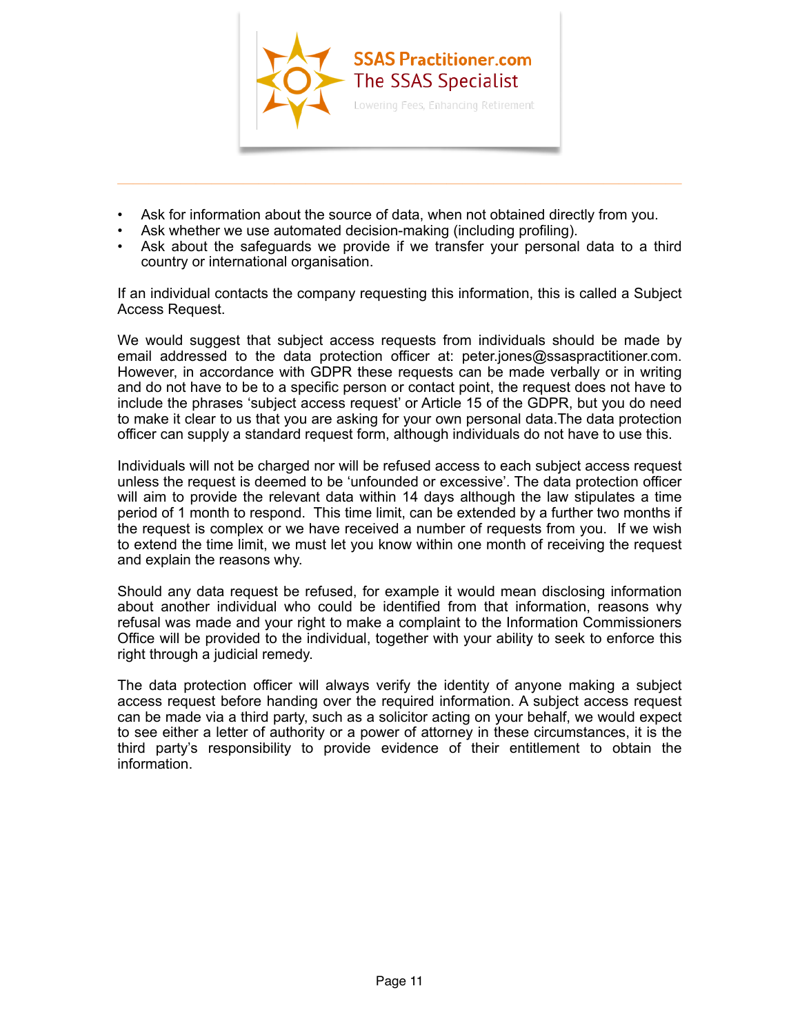- Ask for information about the source of data, when not obtained directly from you.
- Ask whether we use automated decision-making (including profiling).
- Ask about the safeguards we provide if we transfer your personal data to a third country or international organisation.

If an individual contacts the company requesting this information, this is called a Subject Access Request.

We would suggest that subject access requests from individuals should be made by email addressed to the data protection officer at: peter.jones@ssaspractitioner.com. However, in accordance with GDPR these requests can be made verbally or in writing and do not have to be to a specific person or contact point, the request does not have to include the phrases 'subject access request' or Article 15 of the GDPR, but you do need to make it clear to us that you are asking for your own personal data.The data protection officer can supply a standard request form, although individuals do not have to use this.

Individuals will not be charged nor will be refused access to each subject access request unless the request is deemed to be 'unfounded or excessive'. The data protection officer will aim to provide the relevant data within 14 days although the law stipulates a time period of 1 month to respond. This time limit, can be extended by a further two months if the request is complex or we have received a number of requests from you. If we wish to extend the time limit, we must let you know within one month of receiving the request and explain the reasons why.

Should any data request be refused, for example it would mean disclosing information about another individual who could be identified from that information, reasons why refusal was made and your right to make a complaint to the Information Commissioners Office will be provided to the individual, together with your ability to seek to enforce this right through a judicial remedy.

The data protection officer will always verify the identity of anyone making a subject access request before handing over the required information. A subject access request can be made via a third party, such as a solicitor acting on your behalf, we would expect to see either a letter of authority or a power of attorney in these circumstances, it is the third party's responsibility to provide evidence of their entitlement to obtain the information.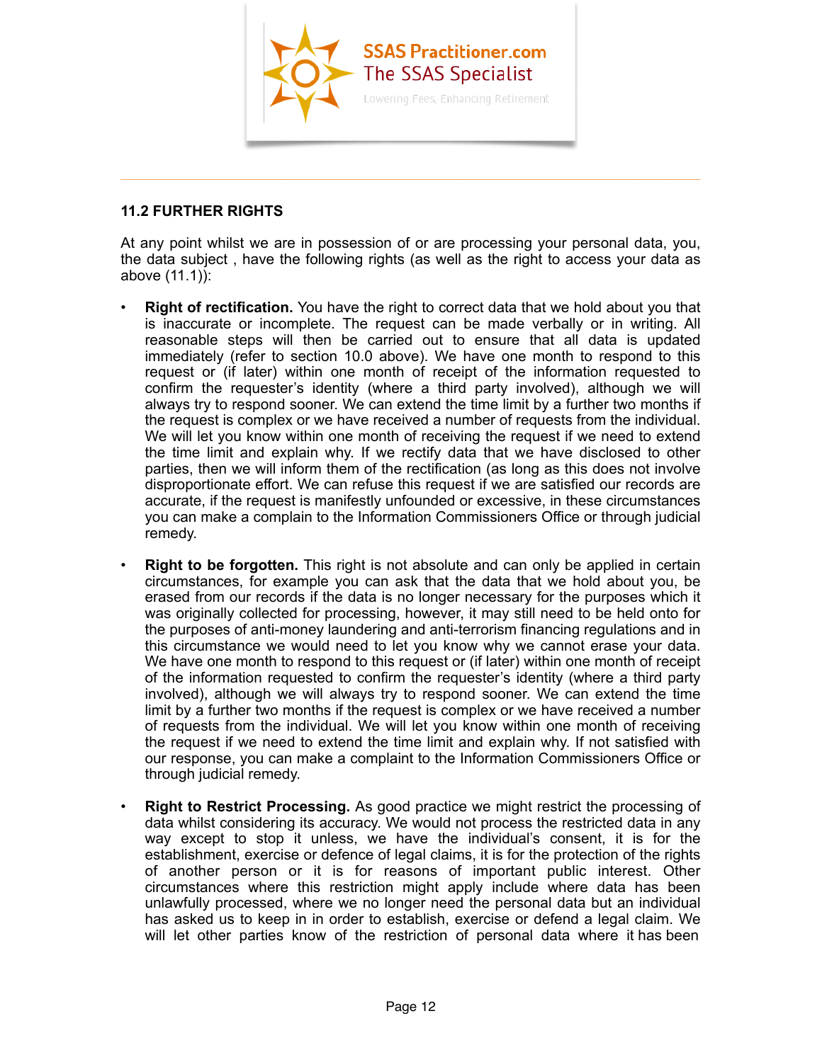## 11.2 FURTHER RIGHTS

At any point whilst we are in possession of or are processing your personal data, you, the data subject , have the following rights (as well as the right to access your data as above (11.1)):

- **Right of rectification.** You have the right to correct data that we hold about you that is inaccurate or incomplete. The request can be made verbally or in writing. All reasonable steps will then be carried out to ensure that all data is updated immediately (refer to section 10.0 above). We have one month to respond to this request or (if later) within one month of receipt of the information requested to confirm the requester's identity (where a third party involved), although we will always try to respond sooner. We can extend the time limit by a further two months if the request is complex or we have received a number of requests from the individual. We will let you know within one month of receiving the request if we need to extend the time limit and explain why. If we rectify data that we have disclosed to other parties, then we will inform them of the rectification (as long as this does not involve disproportionate effort. We can refuse this request if we are satisfied our records are accurate, if the request is manifestly unfounded or excessive, in these circumstances you can make a complain to the Information Commissioners Office or through judicial remedy.

- **Right to be forgotten.** This right is not absolute and can only be applied in certain circumstances, for example you can ask that the data that we hold about you, be erased from our records if the data is no longer necessary for the purposes which it was originally collected for processing, however, it may still need to be held onto for the purposes of anti-money laundering and anti-terrorism financing regulations and in this circumstance we would need to let you know why we cannot erase your data. We have one month to respond to this request or (if later) within one month of receipt of the information requested to confirm the requester's identity (where a third party involved), although we will always try to respond sooner. We can extend the time limit by a further two months if the request is complex or we have received a number of requests from the individual. We will let you know within one month of receiving the request if we need to extend the time limit and explain why. If not satisfied with our response, you can make a complaint to the Information Commissioners Office or through judicial remedy.

- **Right to Restrict Processing.** As good practice we might restrict the processing of data whilst considering its accuracy. We would not process the restricted data in any way except to stop it unless, we have the individual's consent, it is for the establishment, exercise or defence of legal claims, it is for the protection of the rights of another person or it is for reasons of important public interest. Other circumstances where this restriction might apply include where data has been unlawfully processed, where we no longer need the personal data but an individual has asked us to keep in in order to establish, exercise or defend a legal claim. We will let other parties know of the restriction of personal data where it has been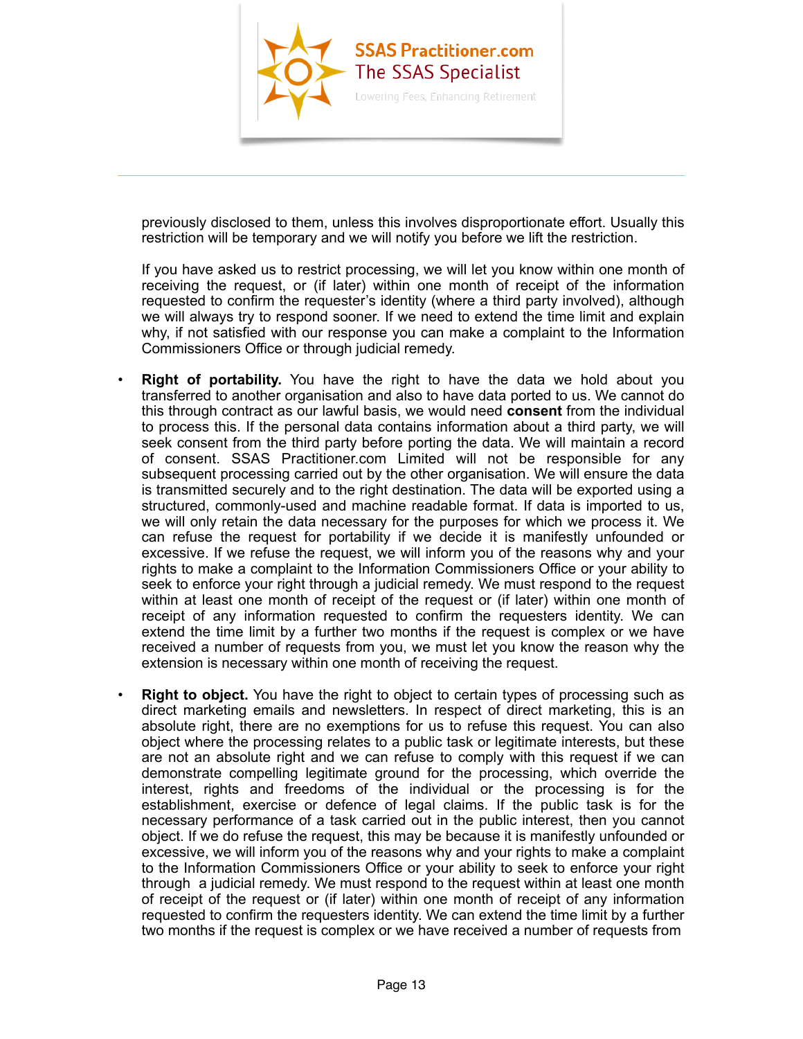previously disclosed to them, unless this involves disproportionate effort. Usually this restriction will be temporary and we will notify you before we lift the restriction.

If you have asked us to restrict processing, we will let you know within one month of receiving the request, or (if later) within one month of receipt of the information requested to confirm the requester's identity (where a third party involved), although we will always try to respond sooner. If we need to extend the time limit and explain why, if not satisfied with our response you can make a complaint to the Information Commissioners Office or through judicial remedy.

- **Right of portability.** You have the right to have the data we hold about you transferred to another organisation and also to have data ported to us. We cannot do this through contract as our lawful basis, we would need **consent** from the individual to process this. If the personal data contains information about a third party, we will seek consent from the third party before porting the data. We will maintain a record of consent. SSAS Practitioner.com Limited will not be responsible for any subsequent processing carried out by the other organisation. We will ensure the data is transmitted securely and to the right destination. The data will be exported using a structured, commonly-used and machine readable format. If data is imported to us, we will only retain the data necessary for the purposes for which we process it. We can refuse the request for portability if we decide it is manifestly unfounded or excessive. If we refuse the request, we will inform you of the reasons why and your rights to make a complaint to the Information Commissioners Office or your ability to seek to enforce your right through a judicial remedy. We must respond to the request within at least one month of receipt of the request or (if later) within one month of receipt of any information requested to confirm the requesters identity. We can extend the time limit by a further two months if the request is complex or we have received a number of requests from you, we must let you know the reason why the extension is necessary within one month of receiving the request.

- **Right to object.** You have the right to object to certain types of processing such as direct marketing emails and newsletters. In respect of direct marketing, this is an absolute right, there are no exemptions for us to refuse this request. You can also object where the processing relates to a public task or legitimate interests, but these are not an absolute right and we can refuse to comply with this request if we can demonstrate compelling legitimate ground for the processing, which override the interest, rights and freedoms of the individual or the processing is for the establishment, exercise or defence of legal claims. If the public task is for the necessary performance of a task carried out in the public interest, then you cannot object. If we do refuse the request, this may be because it is manifestly unfounded or excessive, we will inform you of the reasons why and your rights to make a complaint to the Information Commissioners Office or your ability to seek to enforce your right through a judicial remedy. We must respond to the request within at least one month of receipt of the request or (if later) within one month of receipt of any information requested to confirm the requesters identity. We can extend the time limit by a further two months if the request is complex or we have received a number of requests from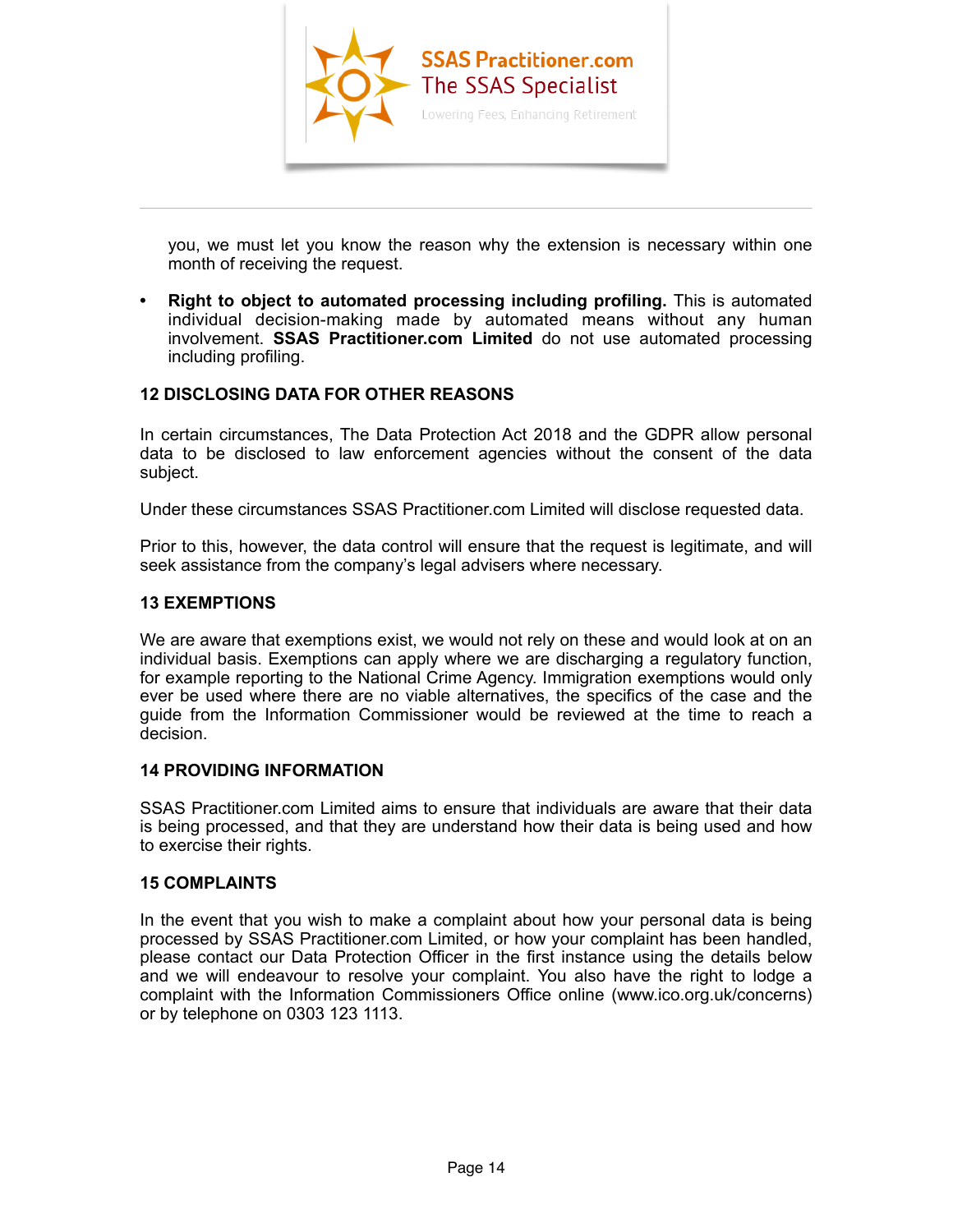you, we must let you know the reason why the extension is necessary within one month of receiving the request.

- **Right to object to automated processing including profiling.** This is automated individual decision-making made by automated means without any human involvement. **SSAS Practitioner.com Limited** do not use automated processing including profiling.

## 12 DISCLOSING DATA FOR OTHER REASONS

In certain circumstances, The Data Protection Act 2018 and the GDPR allow personal data to be disclosed to law enforcement agencies without the consent of the data subject.

Under these circumstances SSAS Practitioner.com Limited will disclose requested data.

Prior to this, however, the data control will ensure that the request is legitimate, and will seek assistance from the company's legal advisers where necessary.

## 13 EXEMPTIONS

We are aware that exemptions exist, we would not rely on these and would look at on an individual basis. Exemptions can apply where we are discharging a regulatory function, for example reporting to the National Crime Agency. Immigration exemptions would only ever be used where there are no viable alternatives, the specifics of the case and the guide from the Information Commissioner would be reviewed at the time to reach a decision.

## 14 PROVIDING INFORMATION

SSAS Practitioner.com Limited aims to ensure that individuals are aware that their data is being processed, and that they are understand how their data is being used and how to exercise their rights.

## 15 COMPLAINTS

In the event that you wish to make a complaint about how your personal data is being processed by SSAS Practitioner.com Limited, or how your complaint has been handled, please contact our Data Protection Officer in the first instance using the details below and we will endeavour to resolve your complaint. You also have the right to lodge a complaint with the Information Commissioners Office online (www.ico.org.uk/concerns) or by telephone on 0303 123 1113.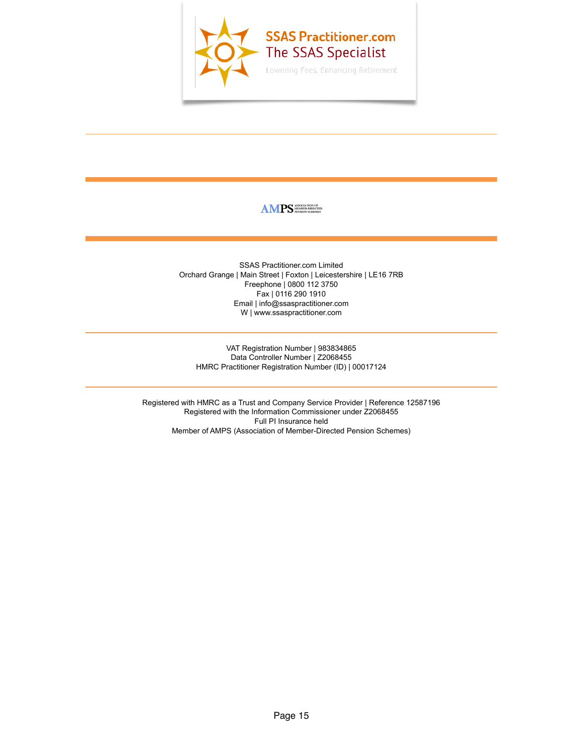SSAS Practitioner.com
The SSAS Specialist
Lowering Fees, Enhancing Retirement

AMPS ASSOCIATION OF MEMBER-DIRECTED PENSION SCHEMES

SSAS Practitioner.com Limited
Orchard Grange | Main Street | Foxton | Leicestershire | LE16 7RB
Freephone | 0800 112 3750
Fax | 0116 290 1910
Email | info@ssaspractitioner.com
W | www.ssaspractitioner.com

---

VAT Registration Number | 983834865
Data Controller Number | Z2068455
HMRC Practitioner Registration Number (ID) | 00017124

---

Registered with HMRC as a Trust and Company Service Provider | Reference 12587196
Registered with the Information Commissioner under Z2068455
Full PI Insurance held
Member of AMPS (Association of Member-Directed Pension Schemes)